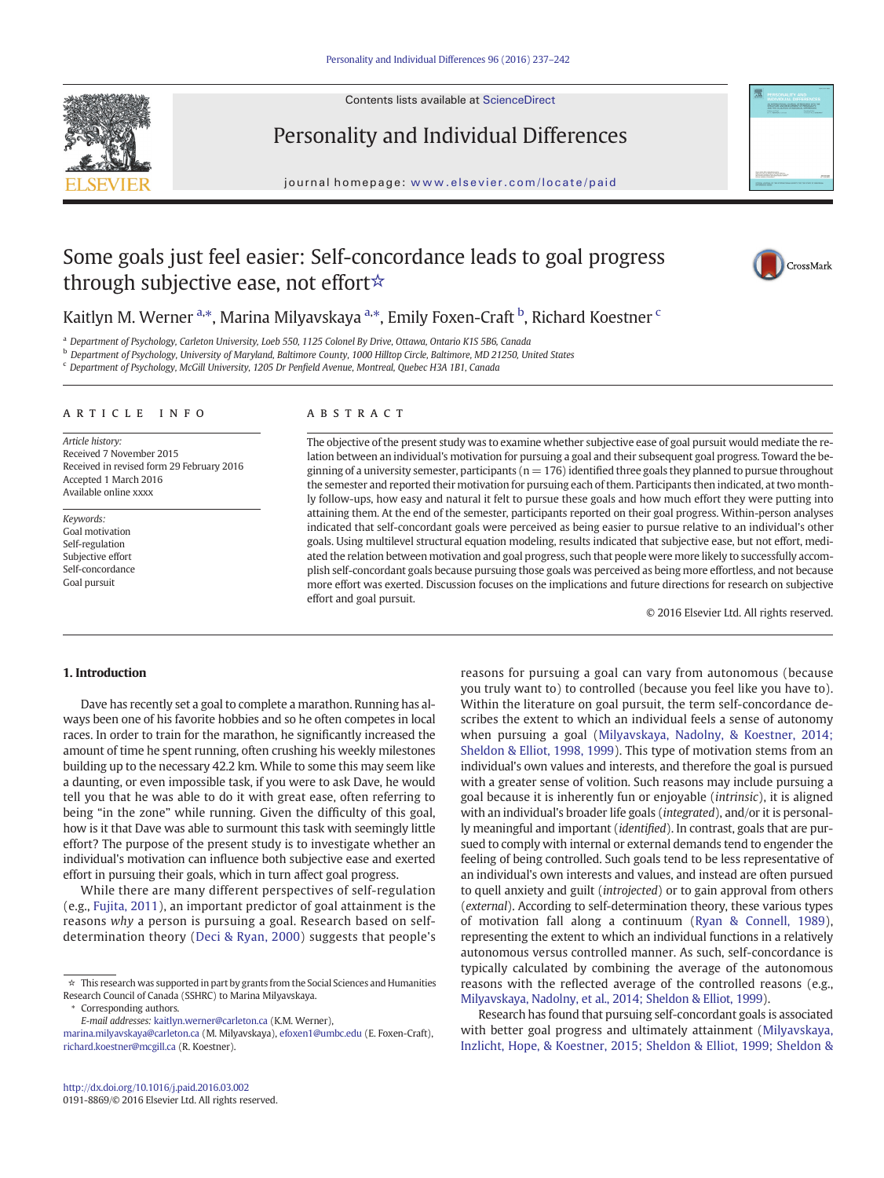Contents lists available at ScienceDirect

# Personality and Individual Differences

journal homepage: www.elsevier.com/locate/paid

# Some goals just feel easier: Self-concordance leads to goal progress through subjective ease, not effort☆

Kaitlyn M. Werner [a,*], Marina Milyavskaya [a,*], Emily Foxen-Craft [b], Richard Koestner [c]

[a] Department of Psychology, Carleton University, Loeb 550, 1125 Colonel By Drive, Ottawa, Ontario K1S 5B6, Canada
[b] Department of Psychology, University of Maryland, Baltimore County, 1000 Hilltop Circle, Baltimore, MD 21250, United States
[c] Department of Psychology, McGill University, 1205 Dr Penfield Avenue, Montreal, Quebec H3A 1B1, Canada

## ARTICLE INFO

*Article history:*
Received 7 November 2015
Received in revised form 29 February 2016
Accepted 1 March 2016
Available online xxxx

*Keywords:*
Goal motivation
Self-regulation
Subjective effort
Self-concordance
Goal pursuit

## ABSTRACT

The objective of the present study was to examine whether subjective ease of goal pursuit would mediate the relation between an individual's motivation for pursuing a goal and their subsequent goal progress. Toward the beginning of a university semester, participants ($n = 176$) identified three goals they planned to pursue throughout the semester and reported their motivation for pursuing each of them. Participants then indicated, at two monthly follow-ups, how easy and natural it felt to pursue these goals and how much effort they were putting into attaining them. At the end of the semester, participants reported on their goal progress. Within-person analyses indicated that self-concordant goals were perceived as being easier to pursue relative to an individual's other goals. Using multilevel structural equation modeling, results indicated that subjective ease, but not effort, mediated the relation between motivation and goal progress, such that people were more likely to successfully accomplish self-concordant goals because pursuing those goals was perceived as being more effortless, and not because more effort was exerted. Discussion focuses on the implications and future directions for research on subjective effort and goal pursuit.

© 2016 Elsevier Ltd. All rights reserved.

## 1. Introduction

Dave has recently set a goal to complete a marathon. Running has always been one of his favorite hobbies and so he often competes in local races. In order to train for the marathon, he significantly increased the amount of time he spent running, often crushing his weekly milestones building up to the necessary 42.2 km. While to some this may seem like a daunting, or even impossible task, if you were to ask Dave, he would tell you that he was able to do it with great ease, often referring to being "in the zone" while running. Given the difficulty of this goal, how is it that Dave was able to surmount this task with seemingly little effort? The purpose of the present study is to investigate whether an individual's motivation can influence both subjective ease and exerted effort in pursuing their goals, which in turn affect goal progress.

While there are many different perspectives of self-regulation (e.g., Fujita, 2011), an important predictor of goal attainment is the reasons *why* a person is pursuing a goal. Research based on self-determination theory (Deci & Ryan, 2000) suggests that people's reasons for pursuing a goal can vary from autonomous (because you truly want to) to controlled (because you feel like you have to). Within the literature on goal pursuit, the term self-concordance describes the extent to which an individual feels a sense of autonomy when pursuing a goal (Milyavskaya, Nadolny, & Koestner, 2014; Sheldon & Elliot, 1998, 1999). This type of motivation stems from an individual's own values and interests, and therefore the goal is pursued with a greater sense of volition. Such reasons may include pursuing a goal because it is inherently fun or enjoyable (*intrinsic*), it is aligned with an individual's broader life goals (*integrated*), and/or it is personally meaningful and important (*identified*). In contrast, goals that are pursued to comply with internal or external demands tend to engender the feeling of being controlled. Such goals tend to be less representative of an individual's own interests and values, and instead are often pursued to quell anxiety and guilt (*introjected*) or to gain approval from others (*external*). According to self-determination theory, these various types of motivation fall along a continuum (Ryan & Connell, 1989), representing the extent to which an individual functions in a relatively autonomous versus controlled manner. As such, self-concordance is typically calculated by combining the average of the autonomous reasons with the reflected average of the controlled reasons (e.g., Milyavskaya, Nadolny, et al., 2014; Sheldon & Elliot, 1999).

Research has found that pursuing self-concordant goals is associated with better goal progress and ultimately attainment (Milyavskaya, Inzlicht, Hope, & Koestner, 2015; Sheldon & Elliot, 1999; Sheldon &

☆ This research was supported in part by grants from the Social Sciences and Humanities Research Council of Canada (SSHRC) to Marina Milyavskaya.
\* Corresponding authors.
*E-mail addresses:* kaitlyn.werner@carleton.ca (K.M. Werner), marina.milyavskaya@carleton.ca (M. Milyavskaya), efoxen1@umbc.edu (E. Foxen-Craft), richard.koestner@mcgill.ca (R. Koestner).

http://dx.doi.org/10.1016/j.paid.2016.03.002
0191-8869/© 2016 Elsevier Ltd. All rights reserved.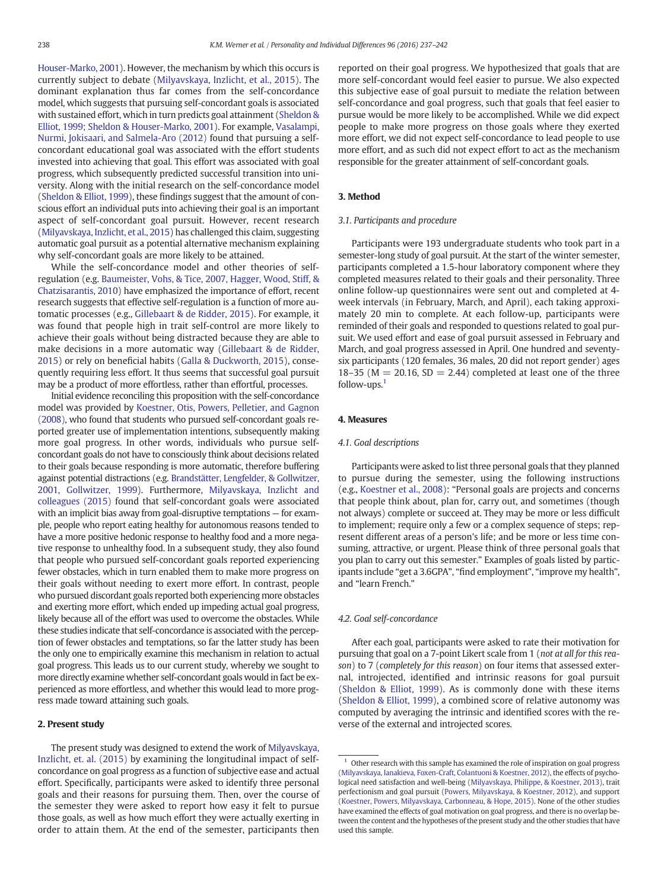Houser-Marko, 2001). However, the mechanism by which this occurs is currently subject to debate (Milyavskaya, Inzlicht, et al., 2015). The dominant explanation thus far comes from the self-concordance model, which suggests that pursuing self-concordant goals is associated with sustained effort, which in turn predicts goal attainment (Sheldon & Elliot, 1999; Sheldon & Houser-Marko, 2001). For example, Vasalampi, Nurmi, Jokisaari, and Salmela-Aro (2012) found that pursuing a self-concordant educational goal was associated with the effort students invested into achieving that goal. This effort was associated with goal progress, which subsequently predicted successful transition into university. Along with the initial research on the self-concordance model (Sheldon & Elliot, 1999), these findings suggest that the amount of conscious effort an individual puts into achieving their goal is an important aspect of self-concordant goal pursuit. However, recent research (Milyavskaya, Inzlicht, et al., 2015) has challenged this claim, suggesting automatic goal pursuit as a potential alternative mechanism explaining why self-concordant goals are more likely to be attained.

While the self-concordance model and other theories of self-regulation (e.g. Baumeister, Vohs, & Tice, 2007, Hagger, Wood, Stiff, & Chatzisarantis, 2010) have emphasized the importance of effort, recent research suggests that effective self-regulation is a function of more automatic processes (e.g., Gillebaart & de Ridder, 2015). For example, it was found that people high in trait self-control are more likely to achieve their goals without being distracted because they are able to make decisions in a more automatic way (Gillebaart & de Ridder, 2015) or rely on beneficial habits (Galla & Duckworth, 2015), consequently requiring less effort. It thus seems that successful goal pursuit may be a product of more effortless, rather than effortful, processes.

Initial evidence reconciling this proposition with the self-concordance model was provided by Koestner, Otis, Powers, Pelletier, and Gagnon (2008), who found that students who pursued self-concordant goals reported greater use of implementation intentions, subsequently making more goal progress. In other words, individuals who pursue self-concordant goals do not have to consciously think about decisions related to their goals because responding is more automatic, therefore buffering against potential distractions (e.g. Brandstätter, Lengfelder, & Gollwitzer, 2001, Gollwitzer, 1999). Furthermore, Milyavskaya, Inzlicht and colleagues (2015) found that self-concordant goals were associated with an implicit bias away from goal-disruptive temptations — for example, people who report eating healthy for autonomous reasons tended to have a more positive hedonic response to healthy food and a more negative response to unhealthy food. In a subsequent study, they also found that people who pursued self-concordant goals reported experiencing fewer obstacles, which in turn enabled them to make more progress on their goals without needing to exert more effort. In contrast, people who pursued discordant goals reported both experiencing more obstacles and exerting more effort, which ended up impeding actual goal progress, likely because all of the effort was used to overcome the obstacles. While these studies indicate that self-concordance is associated with the perception of fewer obstacles and temptations, so far the latter study has been the only one to empirically examine this mechanism in relation to actual goal progress. This leads us to our current study, whereby we sought to more directly examine whether self-concordant goals would in fact be experienced as more effortless, and whether this would lead to more progress made toward attaining such goals.

## 2. Present study

The present study was designed to extend the work of Milyavskaya, Inzlicht, et. al. (2015) by examining the longitudinal impact of self-concordance on goal progress as a function of subjective ease and actual effort. Specifically, participants were asked to identify three personal goals and their reasons for pursuing them. Then, over the course of the semester they were asked to report how easy it felt to pursue those goals, as well as how much effort they were actually exerting in order to attain them. At the end of the semester, participants then reported on their goal progress. We hypothesized that goals that are more self-concordant would feel easier to pursue. We also expected this subjective ease of goal pursuit to mediate the relation between self-concordance and goal progress, such that goals that feel easier to pursue would be more likely to be accomplished. While we did expect people to make more progress on those goals where they exerted more effort, we did not expect self-concordance to lead people to use more effort, and as such did not expect effort to act as the mechanism responsible for the greater attainment of self-concordant goals.

## 3. Method

### 3.1. Participants and procedure

Participants were 193 undergraduate students who took part in a semester-long study of goal pursuit. At the start of the winter semester, participants completed a 1.5-hour laboratory component where they completed measures related to their goals and their personality. Three online follow-up questionnaires were sent out and completed at 4-week intervals (in February, March, and April), each taking approximately 20 min to complete. At each follow-up, participants were reminded of their goals and responded to questions related to goal pursuit. We used effort and ease of goal pursuit assessed in February and March, and goal progress assessed in April. One hundred and seventy-six participants (120 females, 36 males, 20 did not report gender) ages 18–35 (M = 20.16, SD = 2.44) completed at least one of the three follow-ups.[1]

## 4. Measures

### 4.1. Goal descriptions

Participants were asked to list three personal goals that they planned to pursue during the semester, using the following instructions (e.g., Koestner et al., 2008): "Personal goals are projects and concerns that people think about, plan for, carry out, and sometimes (though not always) complete or succeed at. They may be more or less difficult to implement; require only a few or a complex sequence of steps; represent different areas of a person's life; and be more or less time consuming, attractive, or urgent. Please think of three personal goals that you plan to carry out this semester." Examples of goals listed by participants include "get a 3.6GPA", "find employment", "improve my health", and "learn French."

### 4.2. Goal self-concordance

After each goal, participants were asked to rate their motivation for pursuing that goal on a 7-point Likert scale from 1 (*not at all for this reason*) to 7 (*completely for this reason*) on four items that assessed external, introjected, identified and intrinsic reasons for goal pursuit (Sheldon & Elliot, 1999). As is commonly done with these items (Sheldon & Elliot, 1999), a combined score of relative autonomy was computed by averaging the intrinsic and identified scores with the reverse of the external and introjected scores.

[1] Other research with this sample has examined the role of inspiration on goal progress (Milyavskaya, Ianakieva, Foxen-Craft, Colantuoni & Koestner, 2012), the effects of psychological need satisfaction and well-being (Milyavskaya, Philippe, & Koestner, 2013), trait perfectionism and goal pursuit (Powers, Milyavskaya, & Koestner, 2012), and support (Koestner, Powers, Milyavskaya, Carbonneau, & Hope, 2015). None of the other studies have examined the effects of goal motivation on goal progress, and there is no overlap between the content and the hypotheses of the present study and the other studies that have used this sample.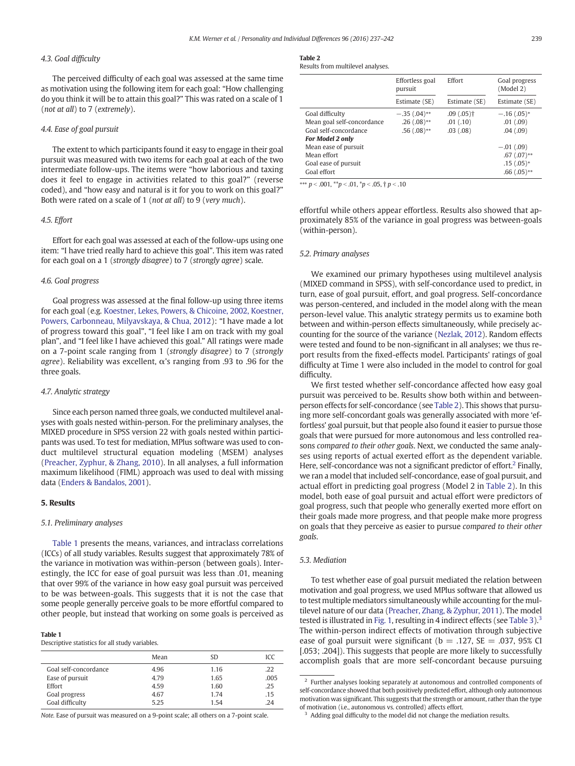### 4.3. Goal difficulty

The perceived difficulty of each goal was assessed at the same time as motivation using the following item for each goal: "How challenging do you think it will be to attain this goal?" This was rated on a scale of 1 (*not at all*) to 7 (*extremely*).

### 4.4. Ease of goal pursuit

The extent to which participants found it easy to engage in their goal pursuit was measured with two items for each goal at each of the two intermediate follow-ups. The items were "how laborious and taxing does it feel to engage in activities related to this goal?" (reverse coded), and "how easy and natural is it for you to work on this goal?" Both were rated on a scale of 1 (*not at all*) to 9 (*very much*).

### 4.5. Effort

Effort for each goal was assessed at each of the follow-ups using one item: "I have tried really hard to achieve this goal". This item was rated for each goal on a 1 (*strongly disagree*) to 7 (*strongly agree*) scale.

### 4.6. Goal progress

Goal progress was assessed at the final follow-up using three items for each goal (e.g. Koestner, Lekes, Powers, & Chicoine, 2002, Koestner, Powers, Carbonneau, Milyavskaya, & Chua, 2012): "I have made a lot of progress toward this goal", "I feel like I am on track with my goal plan", and "I feel like I have achieved this goal." All ratings were made on a 7-point scale ranging from 1 (*strongly disagree*) to 7 (*strongly agree*). Reliability was excellent, α's ranging from .93 to .96 for the three goals.

### 4.7. Analytic strategy

Since each person named three goals, we conducted multilevel analyses with goals nested within-person. For the preliminary analyses, the MIXED procedure in SPSS version 22 with goals nested within participants was used. To test for mediation, MPlus software was used to conduct multilevel structural equation modeling (MSEM) analyses (Preacher, Zyphur, & Zhang, 2010). In all analyses, a full information maximum likelihood (FIML) approach was used to deal with missing data (Enders & Bandalos, 2001).

## 5. Results

### 5.1. Preliminary analyses

Table 1 presents the means, variances, and intraclass correlations (ICCs) of all study variables. Results suggest that approximately 78% of the variance in motivation was within-person (between goals). Interestingly, the ICC for ease of goal pursuit was less than .01, meaning that over 99% of the variance in how easy goal pursuit was perceived to be was between-goals. This suggests that it is not the case that some people generally perceive goals to be more effortful compared to other people, but instead that working on some goals is perceived as effortful while others appear effortless. Results also showed that approximately 85% of the variance in goal progress was between-goals (within-person).

**Table 1**
Descriptive statistics for all study variables.

| | Mean | SD | ICC |
|---|---|---|---|
| Goal self-concordance | 4.96 | 1.16 | .22 |
| Ease of pursuit | 4.79 | 1.65 | .005 |
| Effort | 4.59 | 1.60 | .25 |
| Goal progress | 4.67 | 1.74 | .15 |
| Goal difficulty | 5.25 | 1.54 | .24 |

*Note.* Ease of pursuit was measured on a 9-point scale; all others on a 7-point scale.

**Table 2**
Results from multilevel analyses.

| | Effortless goal pursuit | Effort | Goal progress (Model 2) |
|---|---|---|---|
| | Estimate (SE) | Estimate (SE) | Estimate (SE) |
| Goal difficulty | −.35 (.04)** | .09 (.05)† | −.16 (.05)* |
| Mean goal self-concordance | .26 (.08)** | .01 (.10) | .01 (.09) |
| Goal self-concordance | .56 (.08)** | .03 (.08) | .04 (.09) |
| ***For Model 2 only*** | | | |
| Mean ease of pursuit | | | −.01 (.09) |
| Mean effort | | | .67 (.07)** |
| Goal ease of pursuit | | | .15 (.05)* |
| Goal effort | | | .66 (.05)** |

*** $p < .001$, ** $p < .01$, * $p < .05$, † $p < .10$

### 5.2. Primary analyses

We examined our primary hypotheses using multilevel analysis (MIXED command in SPSS), with self-concordance used to predict, in turn, ease of goal pursuit, effort, and goal progress. Self-concordance was person-centered, and included in the model along with the mean person-level value. This analytic strategy permits us to examine both between and within-person effects simultaneously, while precisely accounting for the source of the variance (Nezlak, 2012). Random effects were tested and found to be non-significant in all analyses; we thus report results from the fixed-effects model. Participants' ratings of goal difficulty at Time 1 were also included in the model to control for goal difficulty.

We first tested whether self-concordance affected how easy goal pursuit was perceived to be. Results show both within and between-person effects for self-concordance (see Table 2). This shows that pursuing more self-concordant goals was generally associated with more 'effortless' goal pursuit, but that people also found it easier to pursue those goals that were pursued for more autonomous and less controlled reasons *compared to their other goals*. Next, we conducted the same analyses using reports of actual exerted effort as the dependent variable. Here, self-concordance was not a significant predictor of effort.[2] Finally, we ran a model that included self-concordance, ease of goal pursuit, and actual effort in predicting goal progress (Model 2 in Table 2). In this model, both ease of goal pursuit and actual effort were predictors of goal progress, such that people who generally exerted more effort on their goals made more progress, and that people make more progress on goals that they perceive as easier to pursue *compared to their other goals*.

### 5.3. Mediation

To test whether ease of goal pursuit mediated the relation between motivation and goal progress, we used MPlus software that allowed us to test multiple mediators simultaneously while accounting for the multilevel nature of our data (Preacher, Zhang, & Zyphur, 2011). The model tested is illustrated in Fig. 1, resulting in 4 indirect effects (see Table 3).[3] The within-person indirect effects of motivation through subjective ease of goal pursuit were significant (b = .127, SE = .037, 95% CI [.053; .204]). This suggests that people are more likely to successfully accomplish goals that are more self-concordant because pursuing

[2] Further analyses looking separately at autonomous and controlled components of self-concordance showed that both positively predicted effort, although only autonomous motivation was significant. This suggests that the strength or amount, rather than the type of motivation (i.e., autonomous vs. controlled) affects effort.

[3] Adding goal difficulty to the model did not change the mediation results.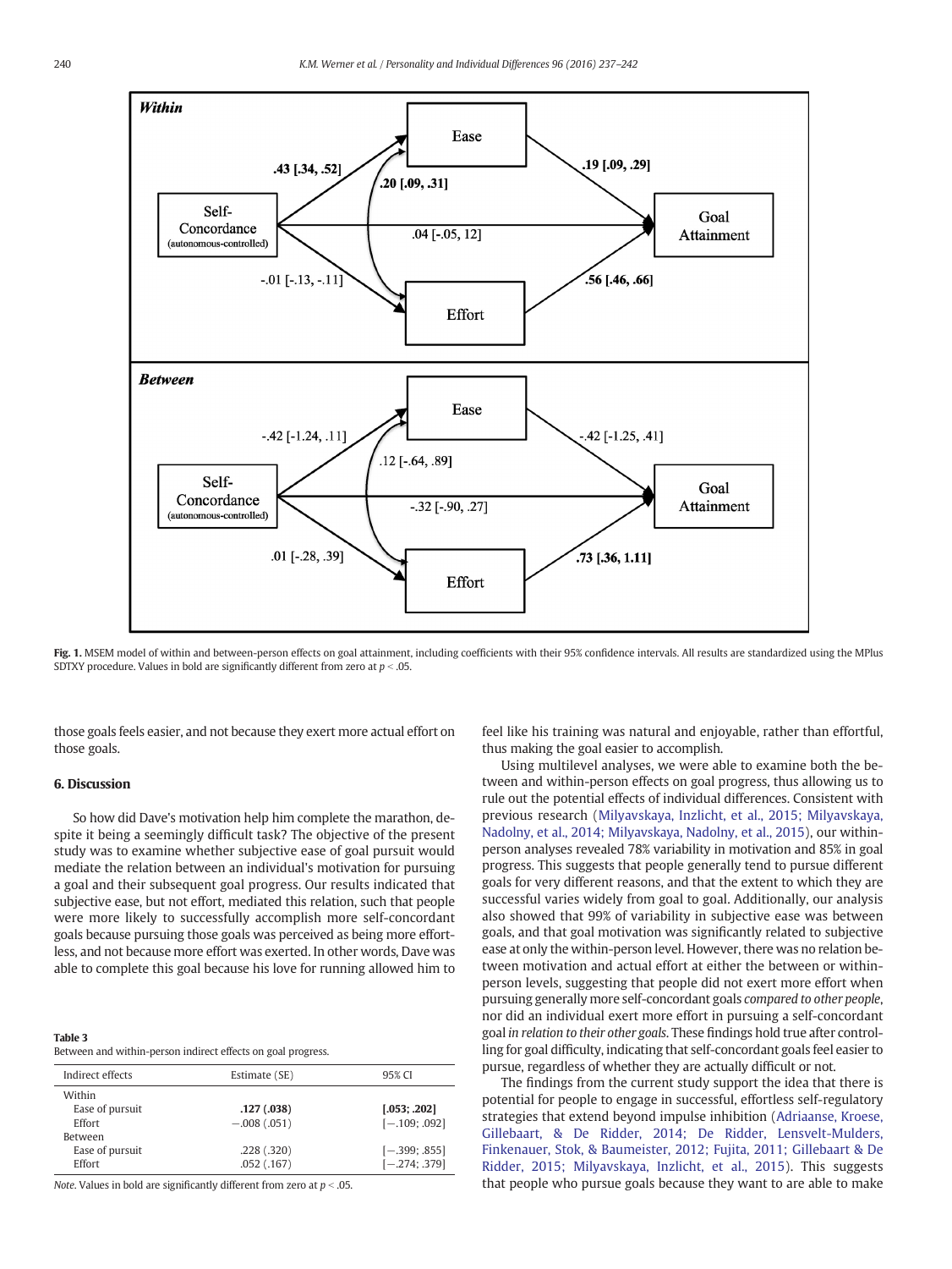**Fig. 1.** MSEM model of within and between-person effects on goal attainment, including coefficients with their 95% confidence intervals. All results are standardized using the MPlus SDTXY procedure. Values in bold are significantly different from zero at $p < .05$.

those goals feels easier, and not because they exert more actual effort on those goals.

## 6. Discussion

So how did Dave's motivation help him complete the marathon, despite it being a seemingly difficult task? The objective of the present study was to examine whether subjective ease of goal pursuit would mediate the relation between an individual's motivation for pursuing a goal and their subsequent goal progress. Our results indicated that subjective ease, but not effort, mediated this relation, such that people were more likely to successfully accomplish more self-concordant goals because pursuing those goals was perceived as being more effortless, and not because more effort was exerted. In other words, Dave was able to complete this goal because his love for running allowed him to feel like his training was natural and enjoyable, rather than effortful, thus making the goal easier to accomplish.

Using multilevel analyses, we were able to examine both the between and within-person effects on goal progress, thus allowing us to rule out the potential effects of individual differences. Consistent with previous research (Milyavskaya, Inzlicht, et al., 2015; Milyavskaya, Nadolny, et al., 2014; Milyavskaya, Nadolny, et al., 2015), our within-person analyses revealed 78% variability in motivation and 85% in goal progress. This suggests that people generally tend to pursue different goals for very different reasons, and that the extent to which they are successful varies widely from goal to goal. Additionally, our analysis also showed that 99% of variability in subjective ease was between goals, and that goal motivation was significantly related to subjective ease at only the within-person level. However, there was no relation between motivation and actual effort at either the between or within-person levels, suggesting that people did not exert more effort when pursuing generally more self-concordant goals *compared to other people*, nor did an individual exert more effort in pursuing a self-concordant goal *in relation to their other goals*. These findings hold true after controlling for goal difficulty, indicating that self-concordant goals feel easier to pursue, regardless of whether they are actually difficult or not.

The findings from the current study support the idea that there is potential for people to engage in successful, effortless self-regulatory strategies that extend beyond impulse inhibition (Adriaanse, Kroese, Gillebaart, & De Ridder, 2014; De Ridder, Lensvelt-Mulders, Finkenauer, Stok, & Baumeister, 2012; Fujita, 2011; Gillebaart & De Ridder, 2015; Milyavskaya, Inzlicht, et al., 2015). This suggests that people who pursue goals because they want to are able to make

**Table 3**
Between and within-person indirect effects on goal progress.

| Indirect effects | Estimate (SE) | 95% CI |
|---|---|---|
| Within | | |
| Ease of pursuit | **.127 (.038)** | **[.053; .202]** |
| Effort | −.008 (.051) | [−.109; .092] |
| Between | | |
| Ease of pursuit | .228 (.320) | [−.399; .855] |
| Effort | .052 (.167) | [−.274; .379] |

*Note*. Values in bold are significantly different from zero at $p < .05$.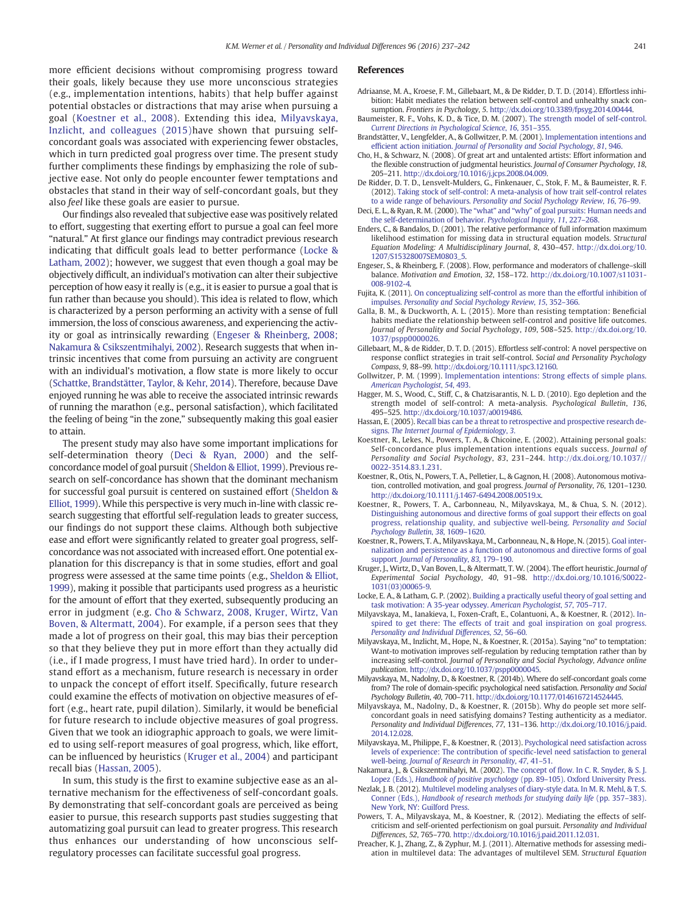more efficient decisions without compromising progress toward their goals, likely because they use more unconscious strategies (e.g., implementation intentions, habits) that help buffer against potential obstacles or distractions that may arise when pursuing a goal (Koestner et al., 2008). Extending this idea, Milyavskaya, Inzlicht, and colleagues (2015)have shown that pursuing self-concordant goals was associated with experiencing fewer obstacles, which in turn predicted goal progress over time. The present study further compliments these findings by emphasizing the role of subjective ease. Not only do people encounter fewer temptations and obstacles that stand in their way of self-concordant goals, but they also *feel* like these goals are easier to pursue.

Our findings also revealed that subjective ease was positively related to effort, suggesting that exerting effort to pursue a goal can feel more "natural." At first glance our findings may contradict previous research indicating that difficult goals lead to better performance (Locke & Latham, 2002); however, we suggest that even though a goal may be objectively difficult, an individual's motivation can alter their subjective perception of how easy it really is (e.g., it is easier to pursue a goal that is fun rather than because you should). This idea is related to flow, which is characterized by a person performing an activity with a sense of full immersion, the loss of conscious awareness, and experiencing the activity or goal as intrinsically rewarding (Engeser & Rheinberg, 2008; Nakamura & Csikszentmihalyi, 2002). Research suggests that when intrinsic incentives that come from pursuing an activity are congruent with an individual's motivation, a flow state is more likely to occur (Schattke, Brandstätter, Taylor, & Kehr, 2014). Therefore, because Dave enjoyed running he was able to receive the associated intrinsic rewards of running the marathon (e.g., personal satisfaction), which facilitated the feeling of being "in the zone," subsequently making this goal easier to attain.

The present study may also have some important implications for self-determination theory (Deci & Ryan, 2000) and the self-concordance model of goal pursuit (Sheldon & Elliot, 1999). Previous research on self-concordance has shown that the dominant mechanism for successful goal pursuit is centered on sustained effort (Sheldon & Elliot, 1999). While this perspective is very much in-line with classic research suggesting that effortful self-regulation leads to greater success, our findings do not support these claims. Although both subjective ease and effort were significantly related to greater goal progress, self-concordance was not associated with increased effort. One potential explanation for this discrepancy is that in some studies, effort and goal progress were assessed at the same time points (e.g., Sheldon & Elliot, 1999), making it possible that participants used progress as a heuristic for the amount of effort that they exerted, subsequently producing an error in judgment (e.g. Cho & Schwarz, 2008, Kruger, Wirtz, Van Boven, & Altermatt, 2004). For example, if a person sees that they made a lot of progress on their goal, this may bias their perception so that they believe they put in more effort than they actually did (i.e., if I made progress, I must have tried hard). In order to understand effort as a mechanism, future research is necessary in order to unpack the concept of effort itself. Specifically, future research could examine the effects of motivation on objective measures of effort (e.g., heart rate, pupil dilation). Similarly, it would be beneficial for future research to include objective measures of goal progress. Given that we took an idiographic approach to goals, we were limited to using self-report measures of goal progress, which, like effort, can be influenced by heuristics (Kruger et al., 2004) and participant recall bias (Hassan, 2005).

In sum, this study is the first to examine subjective ease as an alternative mechanism for the effectiveness of self-concordant goals. By demonstrating that self-concordant goals are perceived as being easier to pursue, this research supports past studies suggesting that automatizing goal pursuit can lead to greater progress. This research thus enhances our understanding of how unconscious self-regulatory processes can facilitate successful goal progress.

## References

Adriaanse, M. A., Kroese, F. M., Gillebaart, M., & De Ridder, D. T. D. (2014). Effortless inhibition: Habit mediates the relation between self-control and unhealthy snack consumption. *Frontiers in Psychology*, *5*. http://dx.doi.org/10.3389/fpsyg.2014.00444.

Baumeister, R. F., Vohs, K. D., & Tice, D. M. (2007). The strength model of self-control. *Current Directions in Psychological Science*, *16*, 351–355.

Brandstätter, V., Lengfelder, A., & Gollwitzer, P. M. (2001). Implementation intentions and efficient action initiation. *Journal of Personality and Social Psychology*, *81*, 946.

Cho, H., & Schwarz, N. (2008). Of great art and untalented artists: Effort information and the flexible construction of judgmental heuristics. *Journal of Consumer Psychology*, *18*, 205–211. http://dx.doi.org/10.1016/j.jcps.2008.04.009.

De Ridder, D. T. D., Lensvelt-Mulders, G., Finkenauer, C., Stok, F. M., & Baumeister, R. F. (2012). Taking stock of self-control: A meta-analysis of how trait self-control relates to a wide range of behaviours. *Personality and Social Psychology Review*, *16*, 76–99.

Deci, E. L., & Ryan, R. M. (2000). The "what" and "why" of goal pursuits: Human needs and the self-determination of behavior. *Psychological Inquiry*, *11*, 227–268.

Enders, C., & Bandalos, D. (2001). The relative performance of full information maximum likelihood estimation for missing data in structural equation models. *Structural Equation Modeling: A Multidisciplinary Journal*, *8*, 430–457. http://dx.doi.org/10.1207/S15328007SEM0803_5.

Engeser, S., & Rheinberg, F. (2008). Flow, performance and moderators of challenge–skill balance. *Motivation and Emotion*, *32*, 158–172. http://dx.doi.org/10.1007/s11031-008-9102-4.

Fujita, K. (2011). On conceptualizing self-control as more than the effortful inhibition of impulses. *Personality and Social Psychology Review*, *15*, 352–366.

Galla, B. M., & Duckworth, A. L. (2015). More than resisting temptation: Beneficial habits mediate the relationship between self-control and positive life outcomes. *Journal of Personality and Social Psychology*, *109*, 508–525. http://dx.doi.org/10.1037/pspp0000026.

Gillebaart, M., & de Ridder, D. T. D. (2015). Effortless self-control: A novel perspective on response conflict strategies in trait self-control. *Social and Personality Psychology Compass*, *9*, 88–99. http://dx.doi.org/10.1111/spc3.12160.

Gollwitzer, P. M. (1999). Implementation intentions: Strong effects of simple plans. *American Psychologist*, *54*, 493.

Hagger, M. S., Wood, C., Stiff, C., & Chatzisarantis, N. L. D. (2010). Ego depletion and the strength model of self-control: A meta-analysis. *Psychological Bulletin*, *136*, 495–525. http://dx.doi.org/10.1037/a0019486.

Hassan, E. (2005). Recall bias can be a threat to retrospective and prospective research designs. *The Internet Journal of Epidemiology*, *3*.

Koestner, R., Lekes, N., Powers, T. A., & Chicoine, E. (2002). Attaining personal goals: Self-concordance plus implementation intentions equals success. *Journal of Personality and Social Psychology*, *83*, 231–244. http://dx.doi.org/10.1037//0022-3514.83.1.231.

Koestner, R., Otis, N., Powers, T. A., Pelletier, L., & Gagnon, H. (2008). Autonomous motivation, controlled motivation, and goal progress. *Journal of Personality*, *76*, 1201–1230. http://dx.doi.org/10.1111/j.1467-6494.2008.00519.x.

Koestner, R., Powers, T. A., Carbonneau, N., Milyavskaya, M., & Chua, S. N. (2012). Distinguishing autonomous and directive forms of goal support their effects on goal progress, relationship quality, and subjective well-being. *Personality and Social Psychology Bulletin*, *38*, 1609–1620.

Koestner, R., Powers, T. A., Milyavskaya, M., Carbonneau, N., & Hope, N. (2015). Goal internalization and persistence as a function of autonomous and directive forms of goal support. *Journal of Personality*, *83*, 179–190.

Kruger, J., Wirtz, D., Van Boven, L., & Altermatt, T. W. (2004). The effort heuristic. *Journal of Experimental Social Psychology*, *40*, 91–98. http://dx.doi.org/10.1016/S0022-1031(03)00065-9.

Locke, E. A., & Latham, G. P. (2002). Building a practically useful theory of goal setting and task motivation: A 35-year odyssey. *American Psychologist*, *57*, 705–717.

Milyavskaya, M., Ianakieva, I., Foxen-Craft, E., Colantuoni, A., & Koestner, R. (2012). Inspired to get there: The effects of trait and goal inspiration on goal progress. *Personality and Individual Differences*, *52*, 56–60.

Milyavskaya, M., Inzlicht, M., Hope, N., & Koestner, R. (2015a). Saying "no" to temptation: Want-to motivation improves self-regulation by reducing temptation rather than by increasing self-control. *Journal of Personality and Social Psychology, Advance online publication*. http://dx.doi.org/10.1037/pspp0000045.

Milyavskaya, M., Nadolny, D., & Koestner, R. (2014b). Where do self-concordant goals come from? The role of domain-specific psychological need satisfaction. *Personality and Social Psychology Bulletin*, *40*, 700–711. http://dx.doi.org/10.1177/0146167214524445.

Milyavskaya, M., Nadolny, D., & Koestner, R. (2015b). Why do people set more self-concordant goals in need satisfying domains? Testing authenticity as a mediator. *Personality and Individual Differences*, *77*, 131–136. http://dx.doi.org/10.1016/j.paid.2014.12.028.

Milyavskaya, M., Philippe, F., & Koestner, R. (2013). Psychological need satisfaction across levels of experience: The contribution of specific-level need satisfaction to general well-being. *Journal of Research in Personality*, *47*, 41–51.

Nakamura, J., & Csikszentmihalyi, M. (2002). The concept of flow. In C. R. Snyder, & S. J. Lopez (Eds.), *Handbook of positive psychology* (pp. 89–105). Oxford University Press.

Nezlak, J. B. (2012). Multilevel modeling analyses of diary-style data. In M. R. Mehl, & T. S. Conner (Eds.), *Handbook of research methods for studying daily life* (pp. 357–383). New York, NY: Guilford Press.

Powers, T. A., Milyavskaya, M., & Koestner, R. (2012). Mediating the effects of self-criticism and self-oriented perfectionism on goal pursuit. *Personality and Individual Differences*, *52*, 765–770. http://dx.doi.org/10.1016/j.paid.2011.12.031.

Preacher, K. J., Zhang, Z., & Zyphur, M. J. (2011). Alternative methods for assessing mediation in multilevel data: The advantages of multilevel SEM. *Structural Equation*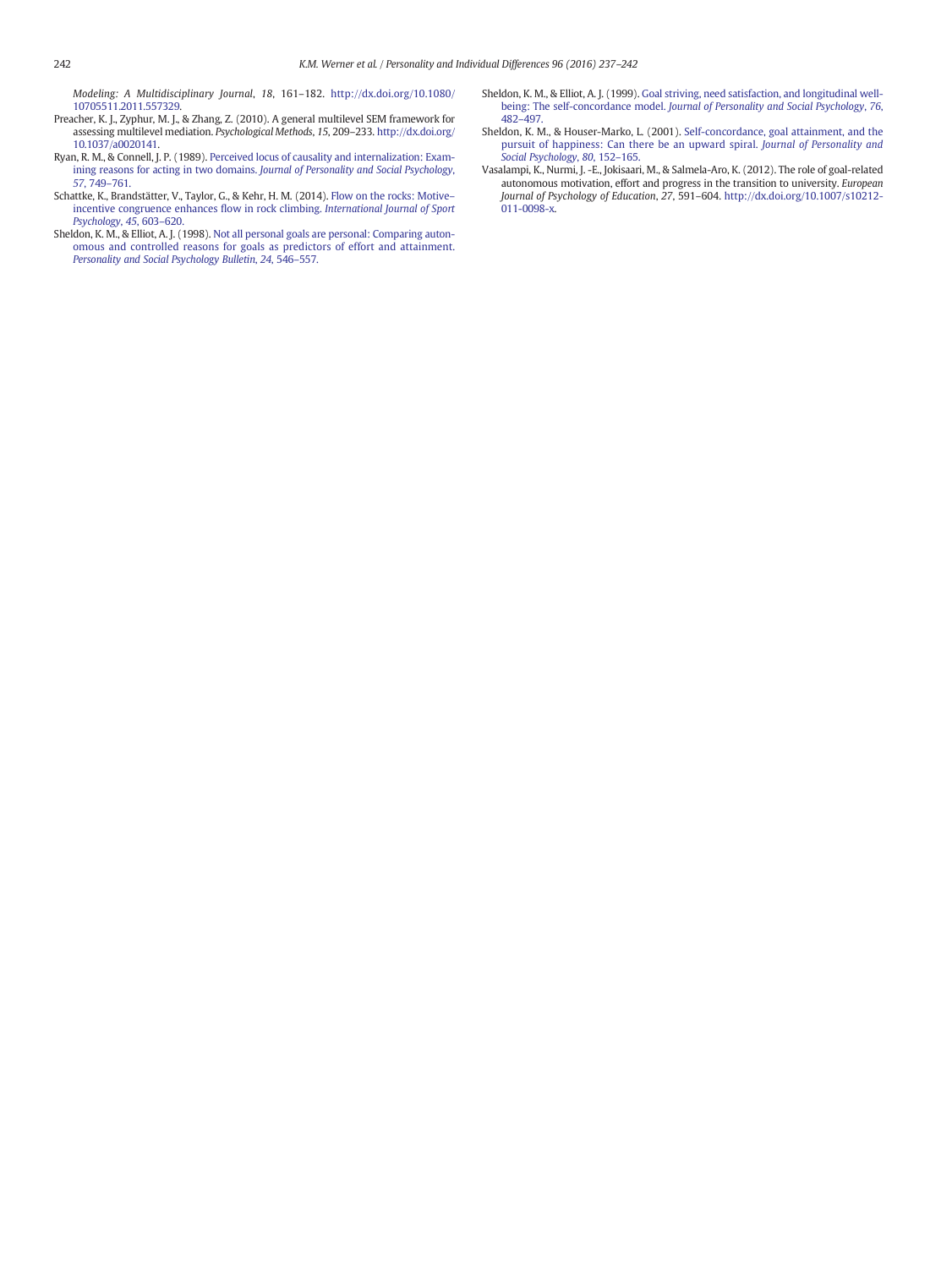Modeling: A Multidisciplinary Journal, 18, 161–182. http://dx.doi.org/10.1080/10705511.2011.557329.

Preacher, K. J., Zyphur, M. J., & Zhang, Z. (2010). A general multilevel SEM framework for assessing multilevel mediation. *Psychological Methods*, *15*, 209–233. http://dx.doi.org/10.1037/a0020141.

Ryan, R. M., & Connell, J. P. (1989). Perceived locus of causality and internalization: Examining reasons for acting in two domains. *Journal of Personality and Social Psychology*, *57*, 749–761.

Schattke, K., Brandstätter, V., Taylor, G., & Kehr, H. M. (2014). Flow on the rocks: Motive–incentive congruence enhances flow in rock climbing. *International Journal of Sport Psychology*, *45*, 603–620.

Sheldon, K. M., & Elliot, A. J. (1998). Not all personal goals are personal: Comparing autonomous and controlled reasons for goals as predictors of effort and attainment. *Personality and Social Psychology Bulletin*, *24*, 546–557.

Sheldon, K. M., & Elliot, A. J. (1999). Goal striving, need satisfaction, and longitudinal well-being: The self-concordance model. *Journal of Personality and Social Psychology*, *76*, 482–497.

Sheldon, K. M., & Houser-Marko, L. (2001). Self-concordance, goal attainment, and the pursuit of happiness: Can there be an upward spiral. *Journal of Personality and Social Psychology*, *80*, 152–165.

Vasalampi, K., Nurmi, J. -E., Jokisaari, M., & Salmela-Aro, K. (2012). The role of goal-related autonomous motivation, effort and progress in the transition to university. *European Journal of Psychology of Education*, *27*, 591–604. http://dx.doi.org/10.1007/s10212-011-0098-x.